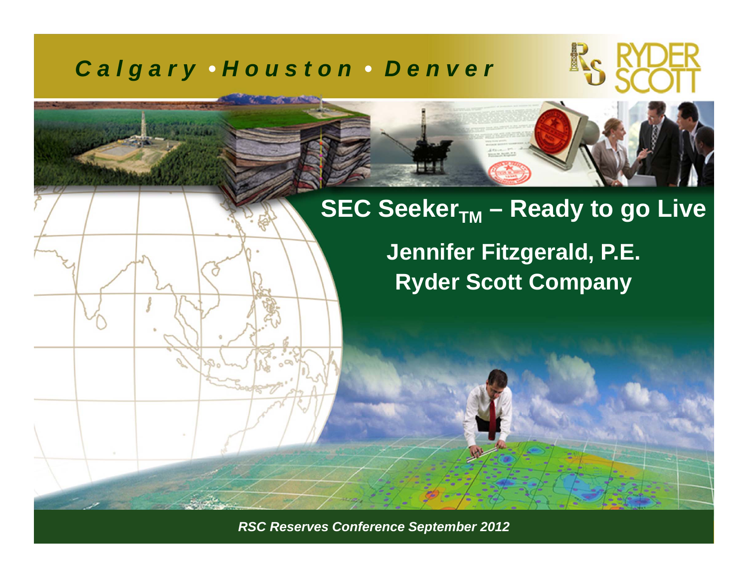*Calgary • Houston • Denver*

# SEC Seeker$_{TM}$ – Ready to go Live

**Jennifer Fitzgerald, P.E.**
**Ryder Scott Company**

*RSC Reserves Conference September 2012*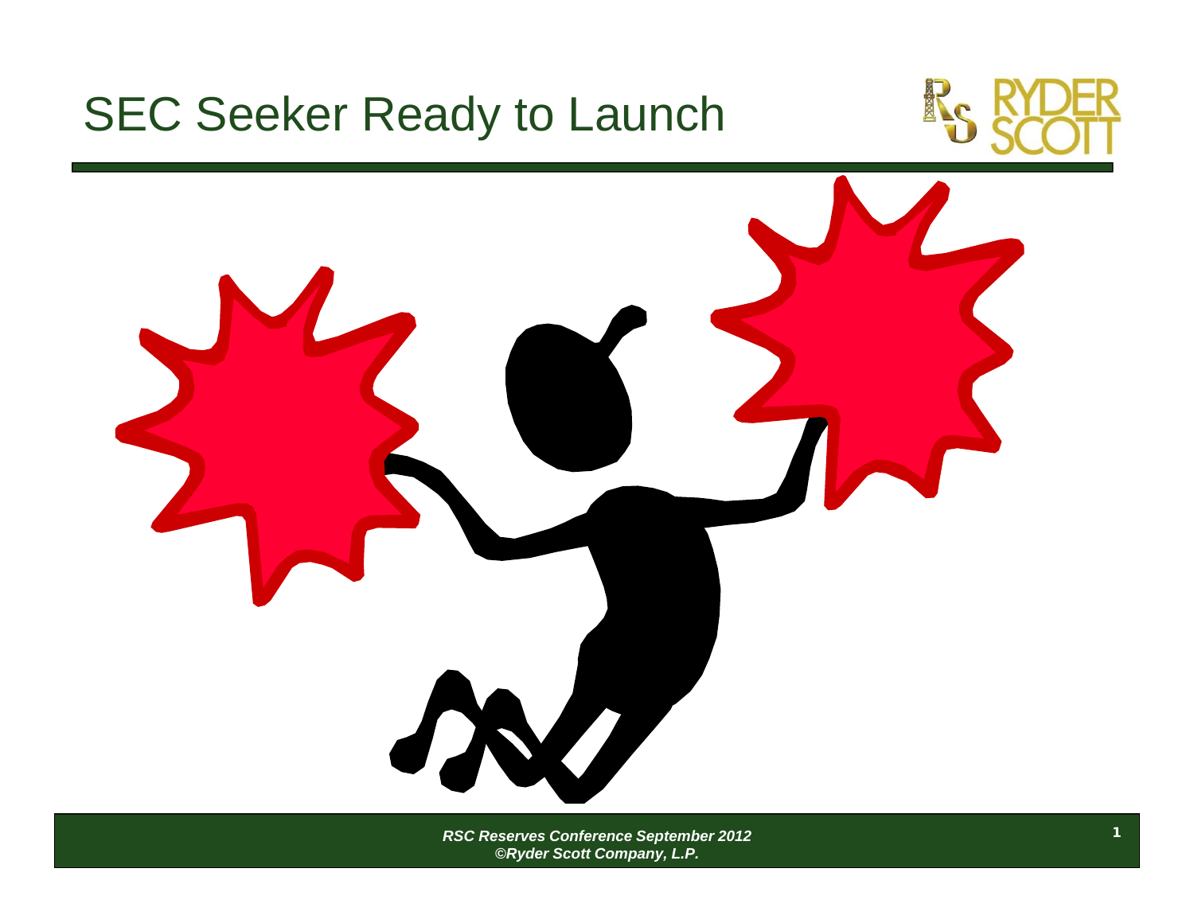# SEC Seeker Ready to Launch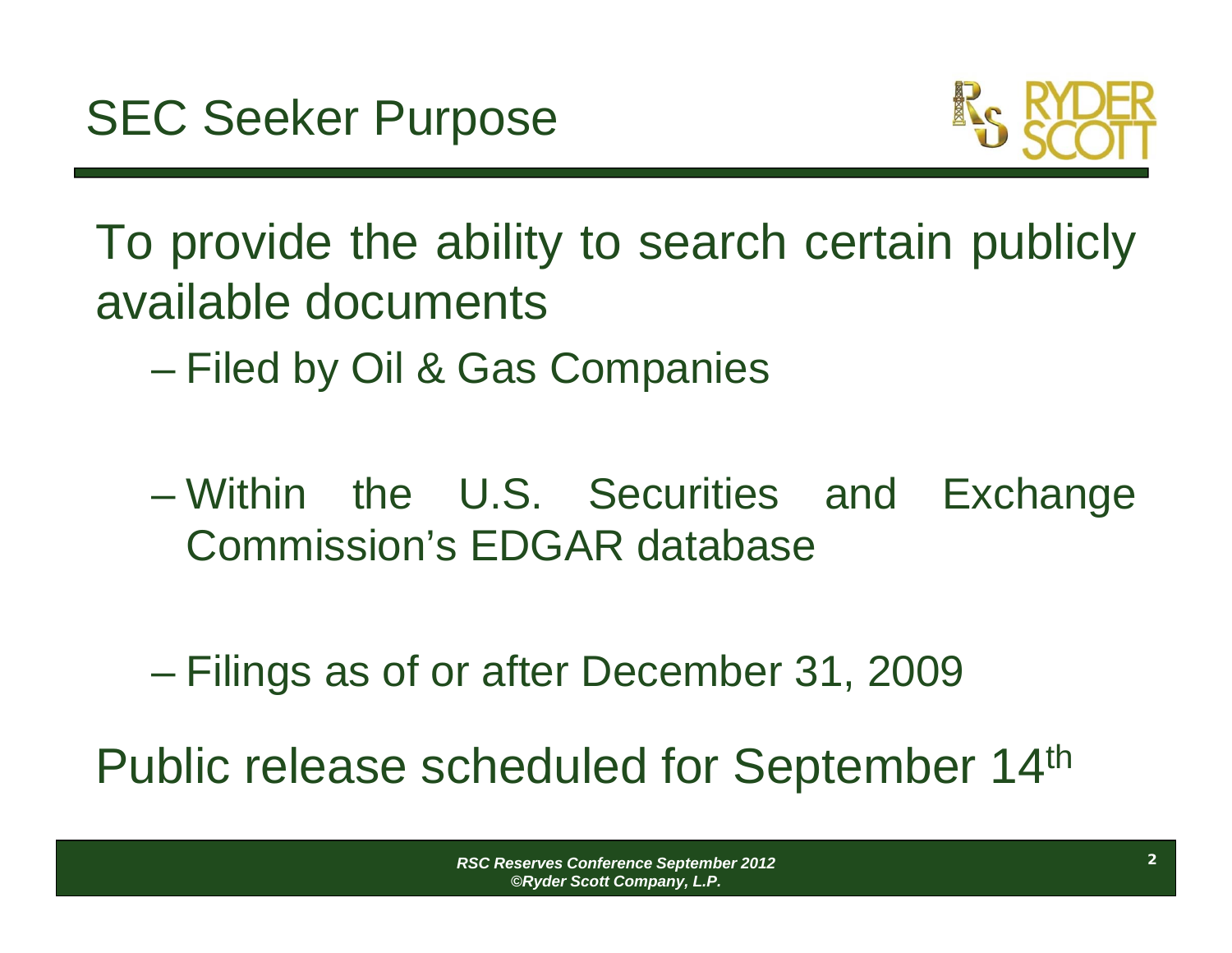# SEC Seeker Purpose

To provide the ability to search certain publicly available documents

- Filed by Oil & Gas Companies
- Within the U.S. Securities and Exchange Commission's EDGAR database
- Filings as of or after December 31, 2009

Public release scheduled for September 14th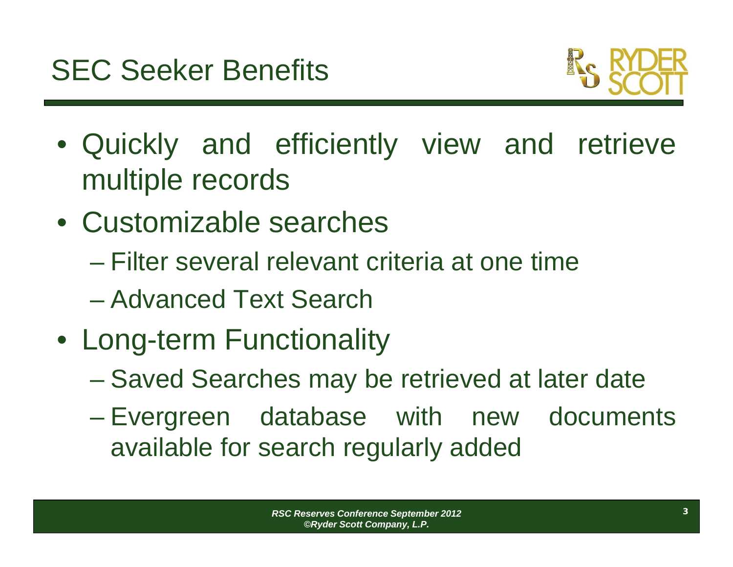# SEC Seeker Benefits

- Quickly and efficiently view and retrieve multiple records
- Customizable searches
  - Filter several relevant criteria at one time
  - Advanced Text Search
- Long-term Functionality
  - Saved Searches may be retrieved at later date
  - Evergreen database with new documents available for search regularly added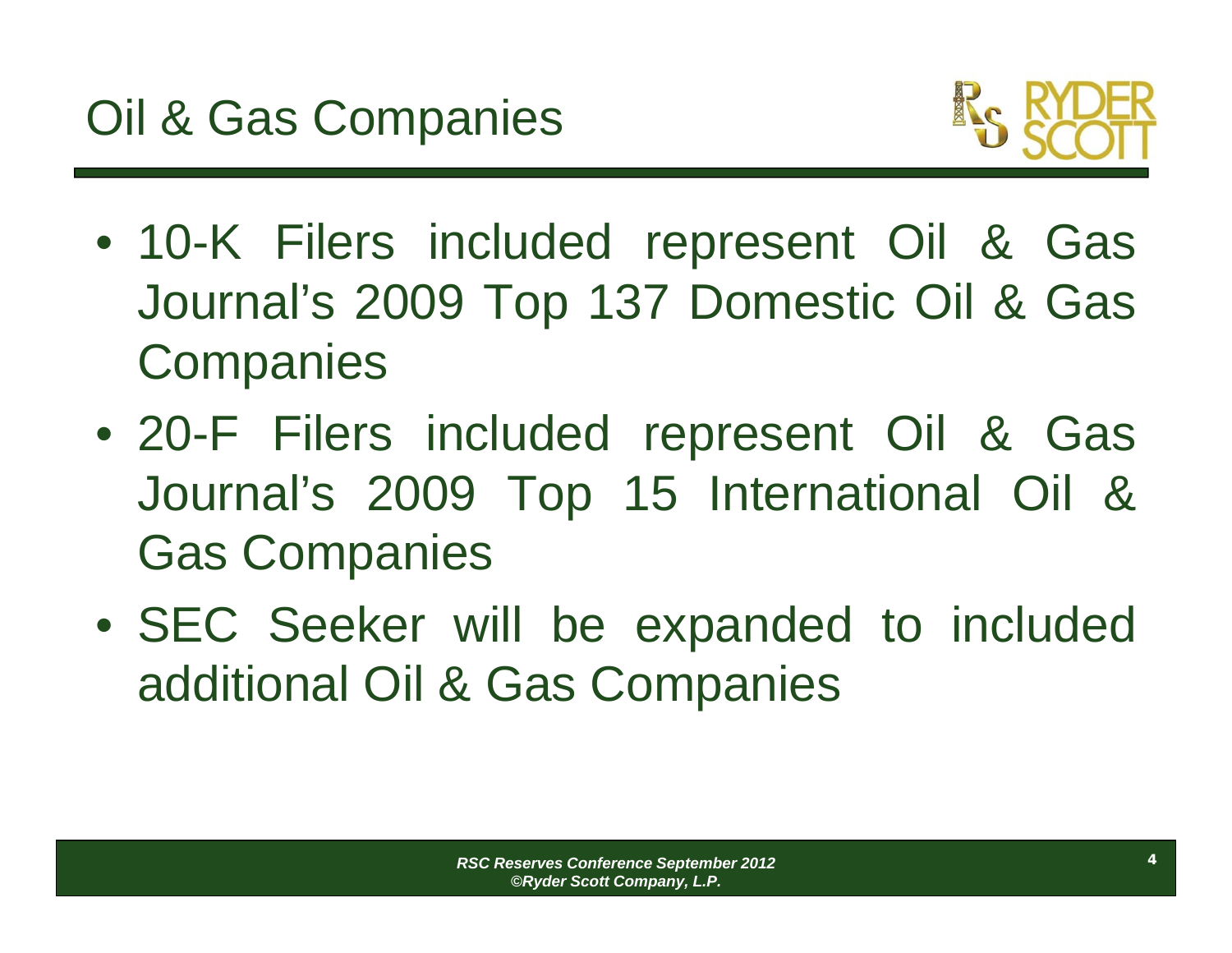# Oil & Gas Companies

- 10-K Filers included represent Oil & Gas Journal's 2009 Top 137 Domestic Oil & Gas Companies
- 20-F Filers included represent Oil & Gas Journal's 2009 Top 15 International Oil & Gas Companies
- SEC Seeker will be expanded to included additional Oil & Gas Companies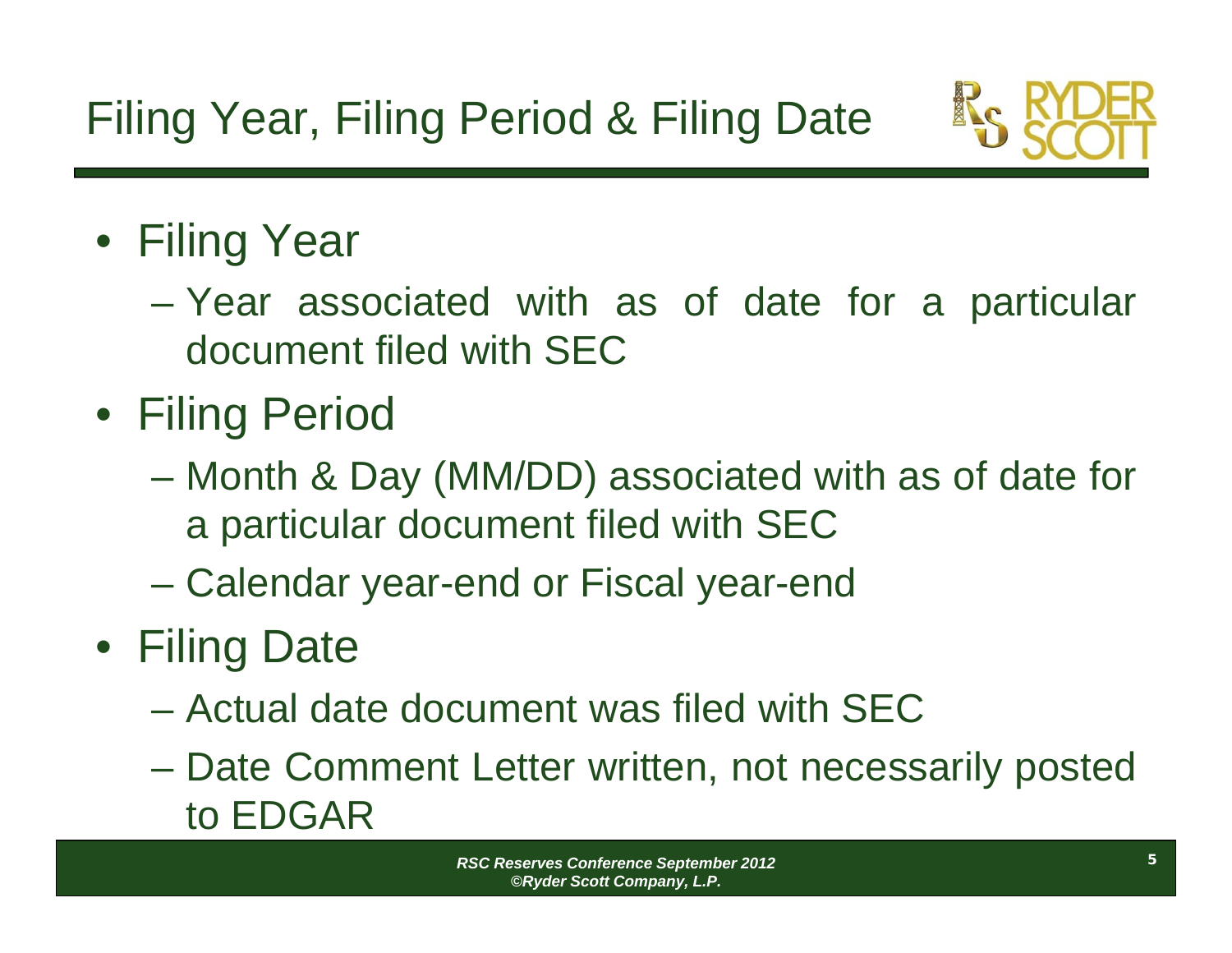# Filing Year, Filing Period & Filing Date

- Filing Year
  - Year associated with as of date for a particular document filed with SEC
- Filing Period
  - Month & Day (MM/DD) associated with as of date for a particular document filed with SEC
  - Calendar year-end or Fiscal year-end
- Filing Date
  - Actual date document was filed with SEC
  - Date Comment Letter written, not necessarily posted to EDGAR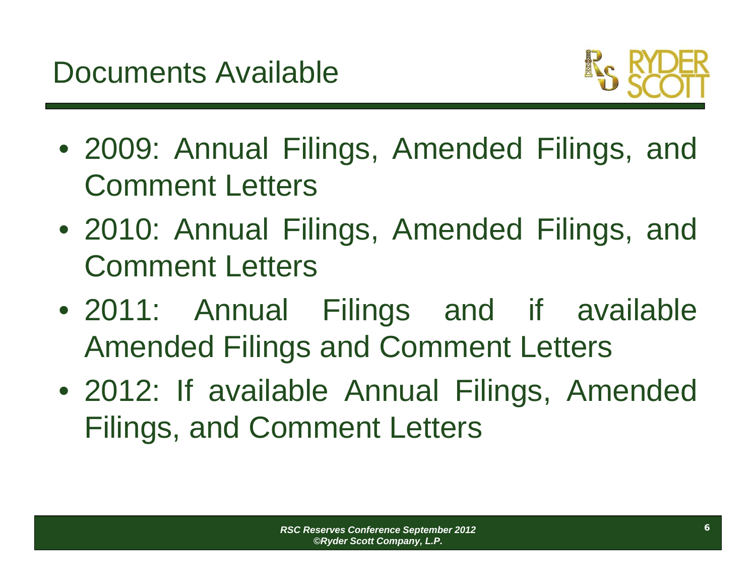# Documents Available

- 2009: Annual Filings, Amended Filings, and Comment Letters
- 2010: Annual Filings, Amended Filings, and Comment Letters
- 2011: Annual Filings and if available Amended Filings and Comment Letters
- 2012: If available Annual Filings, Amended Filings, and Comment Letters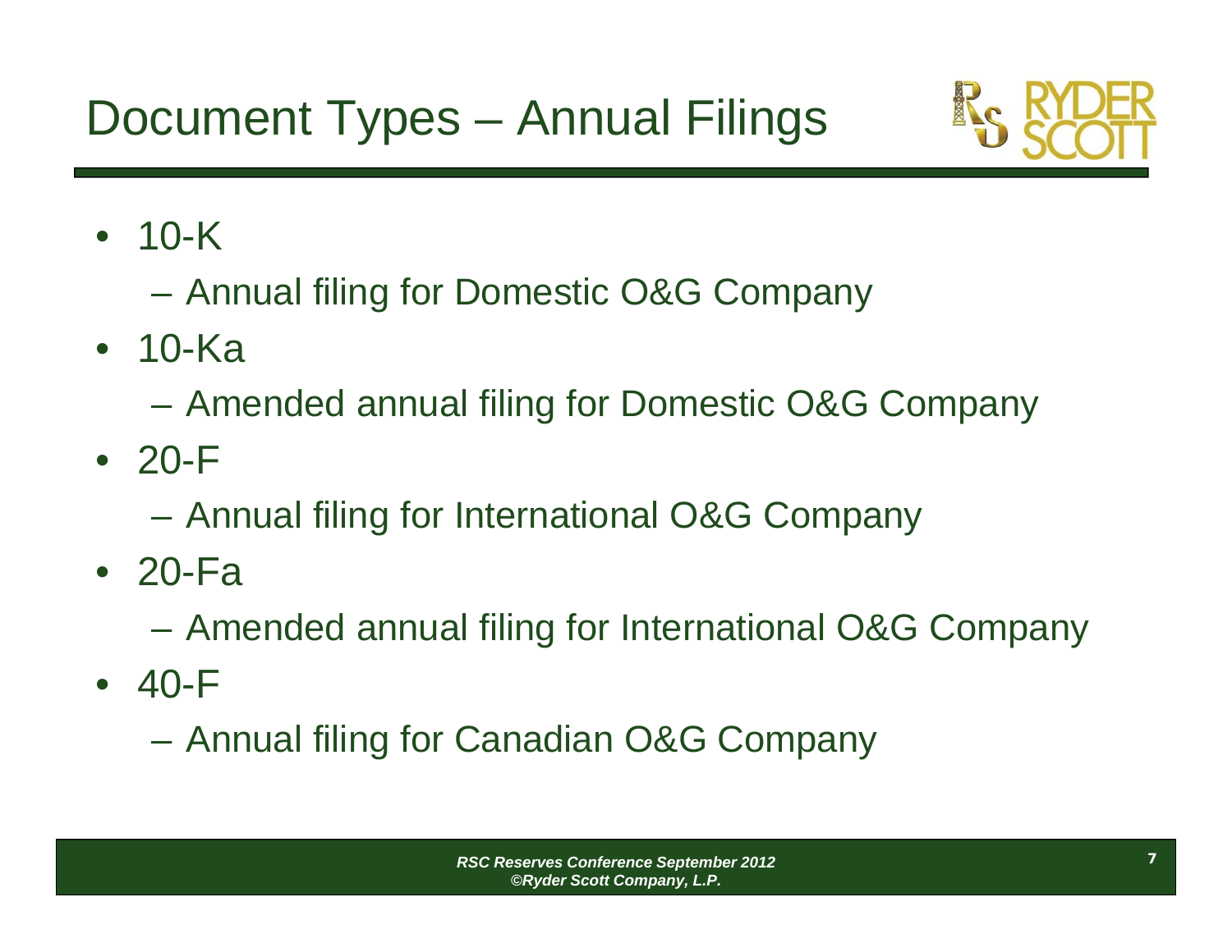# Document Types – Annual Filings

- 10-K
  - Annual filing for Domestic O&G Company
- 10-Ka
  - Amended annual filing for Domestic O&G Company
- 20-F
  - Annual filing for International O&G Company
- 20-Fa
  - Amended annual filing for International O&G Company
- 40-F
  - Annual filing for Canadian O&G Company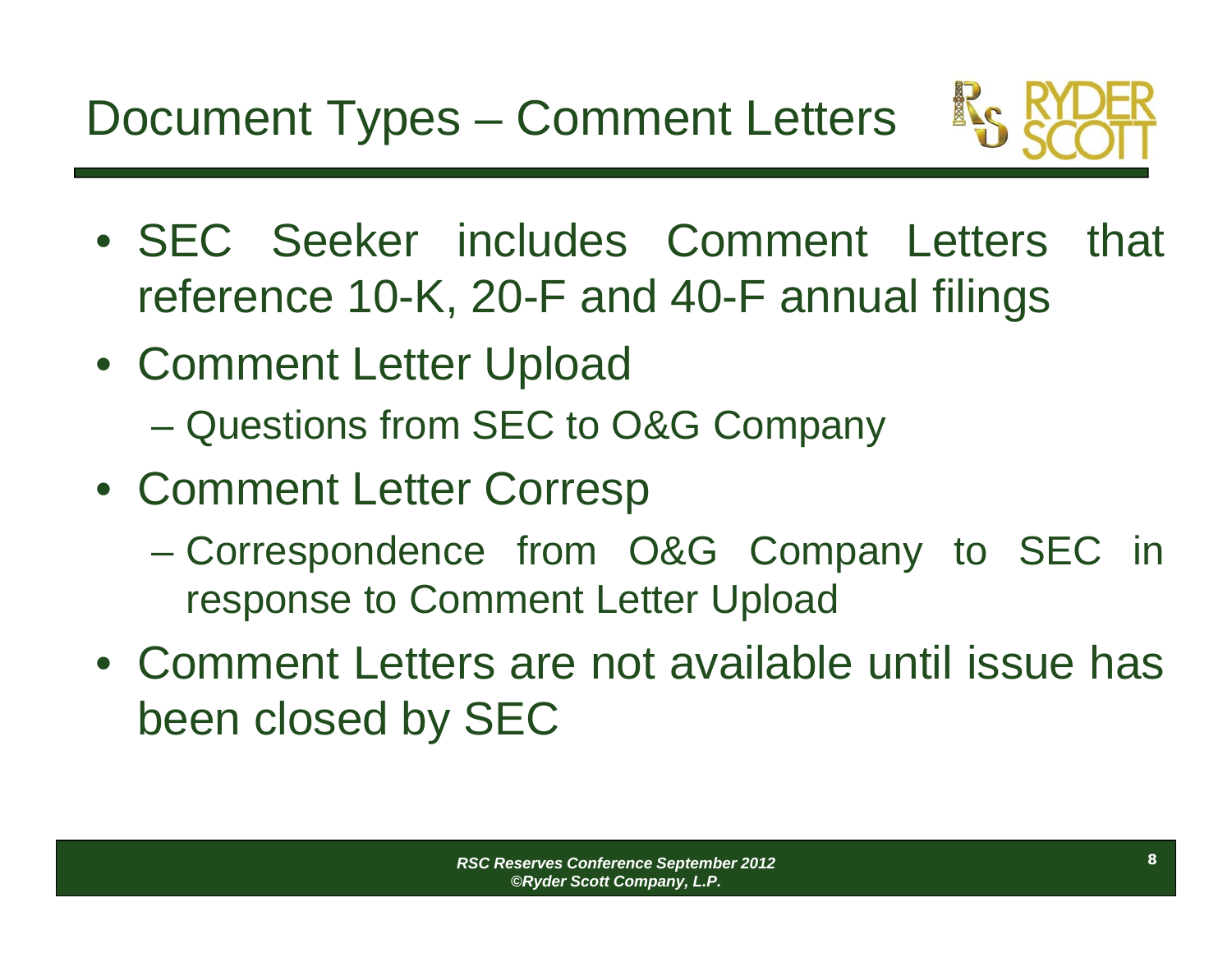# Document Types – Comment Letters

- SEC Seeker includes Comment Letters that reference 10-K, 20-F and 40-F annual filings
- Comment Letter Upload
  - Questions from SEC to O&G Company
- Comment Letter Corresp
  - Correspondence from O&G Company to SEC in response to Comment Letter Upload
- Comment Letters are not available until issue has been closed by SEC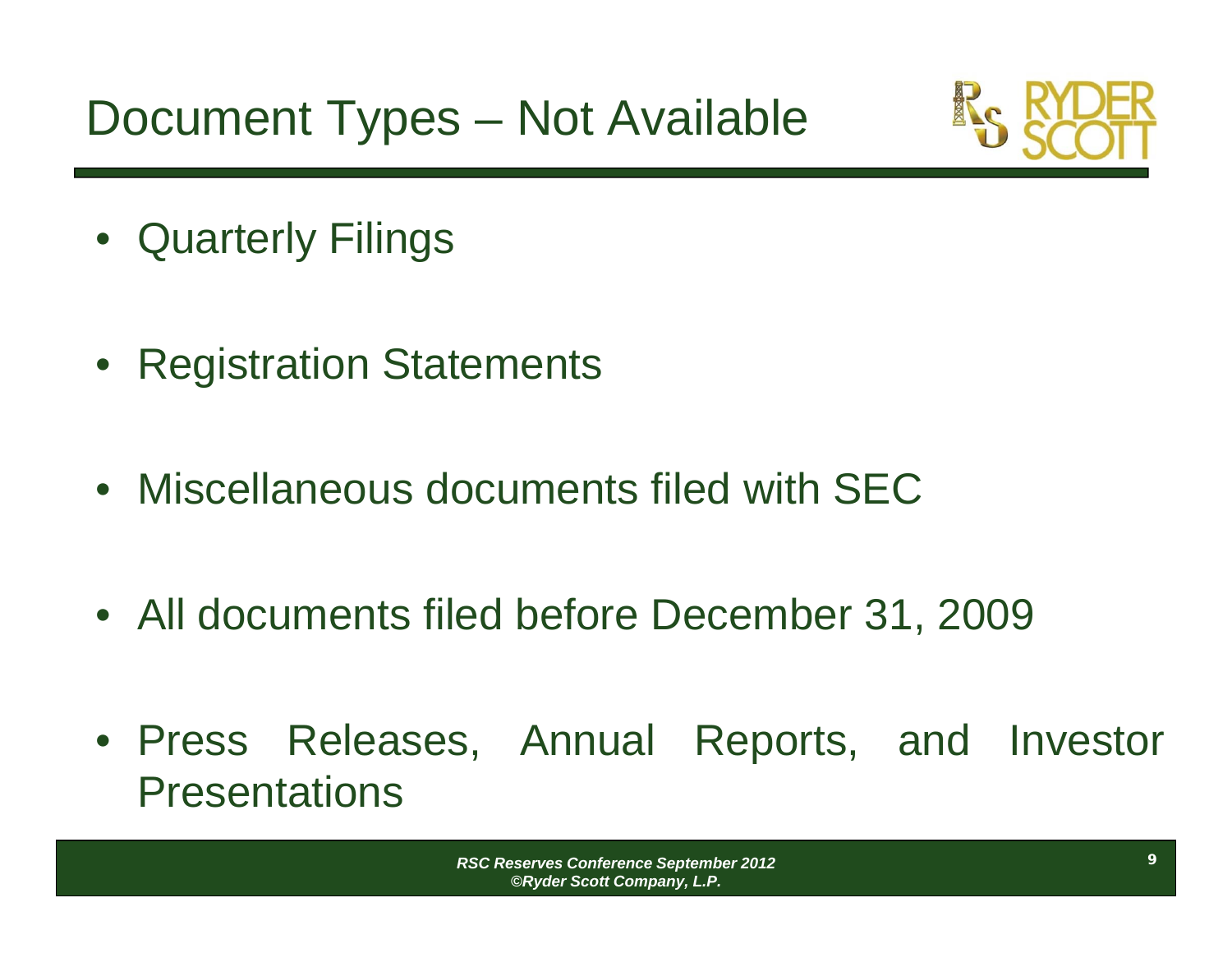# Document Types – Not Available

- Quarterly Filings
- Registration Statements
- Miscellaneous documents filed with SEC
- All documents filed before December 31, 2009
- Press Releases, Annual Reports, and Investor Presentations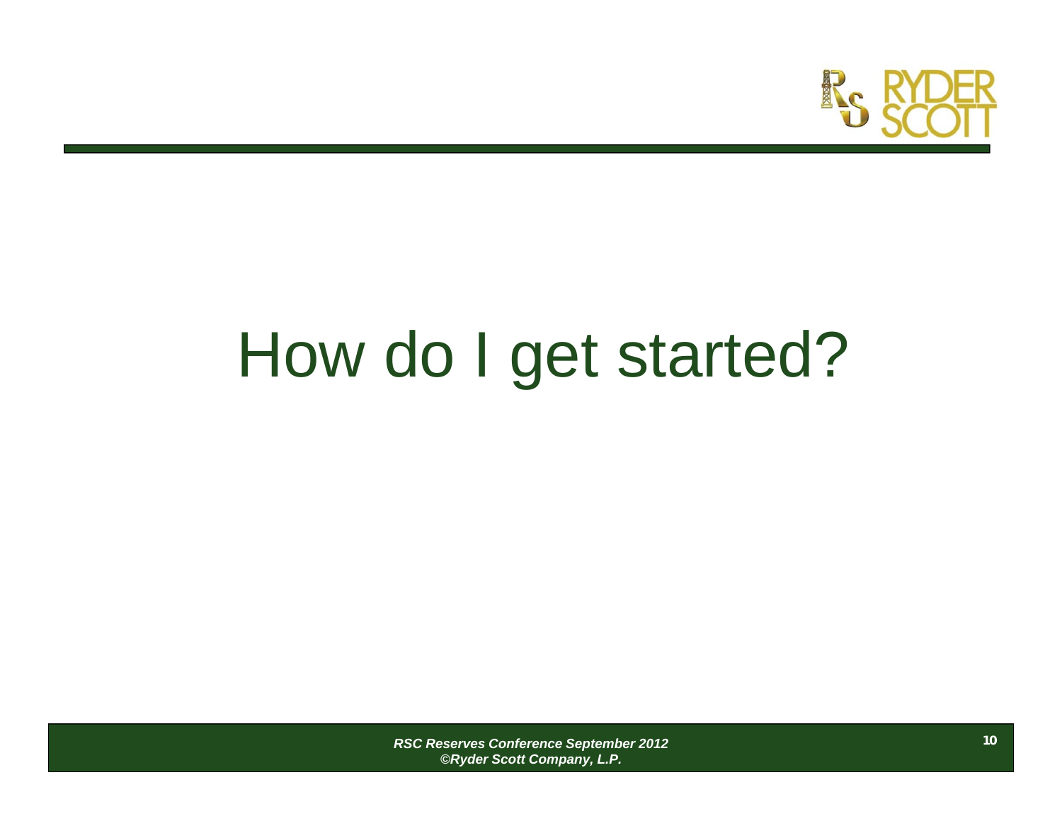# How do I get started?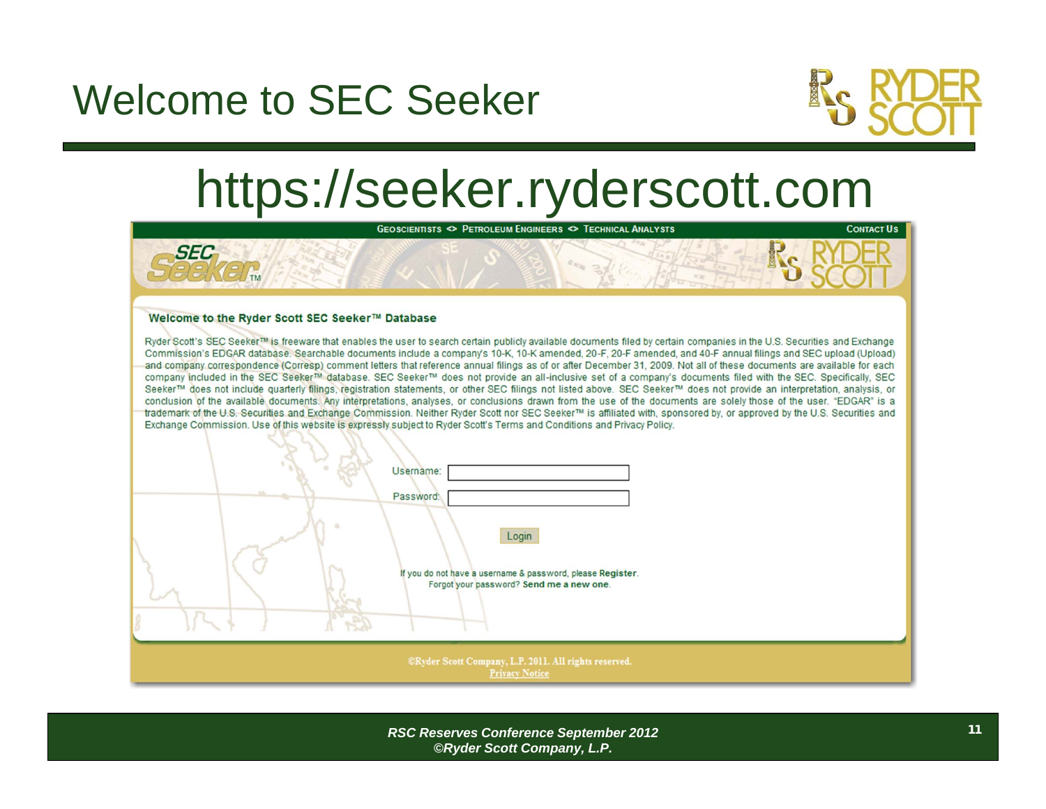# Welcome to SEC Seeker

## https://seeker.ryderscott.com

GEOSCIENTISTS <> PETROLEUM ENGINEERS <> TECHNICAL ANALYSTS | CONTACT US

SEC Seeker™

**Welcome to the Ryder Scott SEC Seeker™ Database**

Ryder Scott's SEC Seeker™ is freeware that enables the user to search certain publicly available documents filed by certain companies in the U.S. Securities and Exchange Commission's EDGAR database. Searchable documents include a company's 10-K, 10-K amended, 20-F, 20-F amended, and 40-F annual filings and SEC upload (Upload) and company correspondence (Corresp) comment letters that reference annual filings as of or after December 31, 2009. Not all of these documents are available for each company included in the SEC Seeker™ database. SEC Seeker™ does not provide an all-inclusive set of a company's documents filed with the SEC. Specifically, SEC Seeker™ does not include quarterly filings, registration statements, or other SEC filings not listed above. SEC Seeker™ does not provide an interpretation, analysis, or conclusion of the available documents. Any interpretations, analyses, or conclusions drawn from the use of the documents are solely those of the user. "EDGAR" is a trademark of the U.S. Securities and Exchange Commission. Neither Ryder Scott nor SEC Seeker™ is affiliated with, sponsored by, or approved by the U.S. Securities and Exchange Commission. Use of this website is expressly subject to Ryder Scott's Terms and Conditions and Privacy Policy.

Username:

Password:

Login

If you do not have a username & password, please **Register**.
Forgot your password? **Send me a new one**.

©Ryder Scott Company, L.P. 2011. All rights reserved.
Privacy Notice

*RSC Reserves Conference September 2012*
*©Ryder Scott Company, L.P.*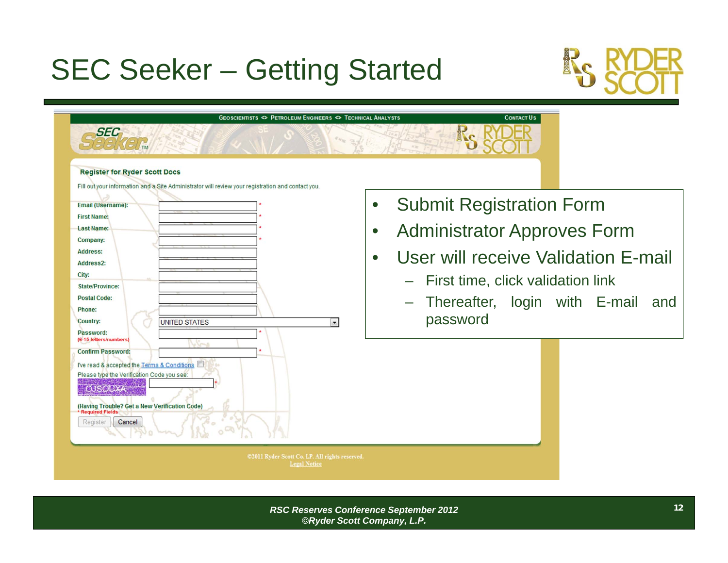# SEC Seeker – Getting Started

GEOSCIENTISTS <> PETROLEUM ENGINEERS <> TECHNICAL ANALYSTS — CONTACT US

**Register for Ryder Scott Docs**

Fill out your information and a Site Administrator will review your registration and contact you.

- Email (Username): *
- First Name: *
- Last Name: *
- Company: *
- Address:
- Address2:
- City:
- State/Province:
- Postal Code:
- Phone:
- Country: UNITED STATES
- Password: (6-15 letters/numbers) *
- Confirm Password: *

I've read & accepted the Terms & Conditions

Please type the Verification Code you see: *

(Having Trouble? Get a New Verification Code)

* Required Fields

Register | Cancel

©2011 Ryder Scott Co. LP. All rights reserved.
Legal Notice

- Submit Registration Form
- Administrator Approves Form
- User will receive Validation E-mail
  - First time, click validation link
  - Thereafter, login with E-mail and password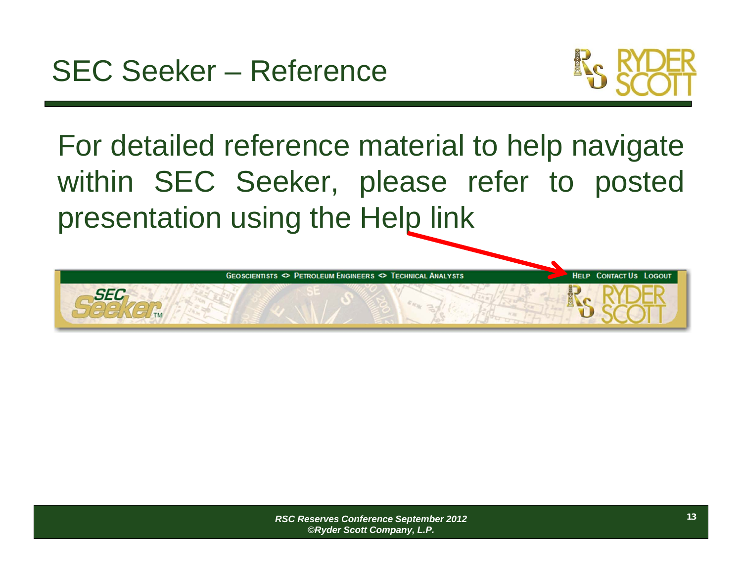# SEC Seeker – Reference

For detailed reference material to help navigate within SEC Seeker, please refer to posted presentation using the Help link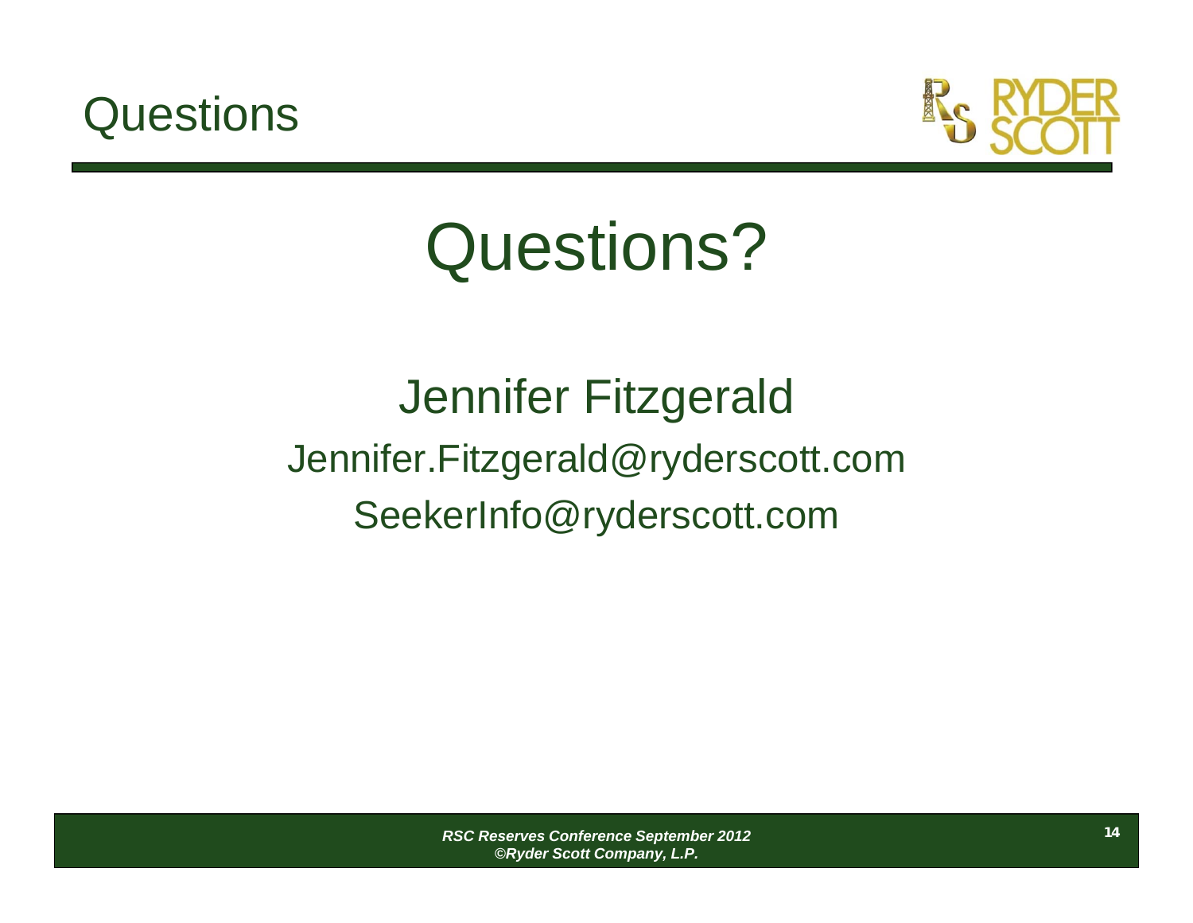# Questions

## Questions?

Jennifer Fitzgerald

Jennifer.Fitzgerald@ryderscott.com

SeekerInfo@ryderscott.com